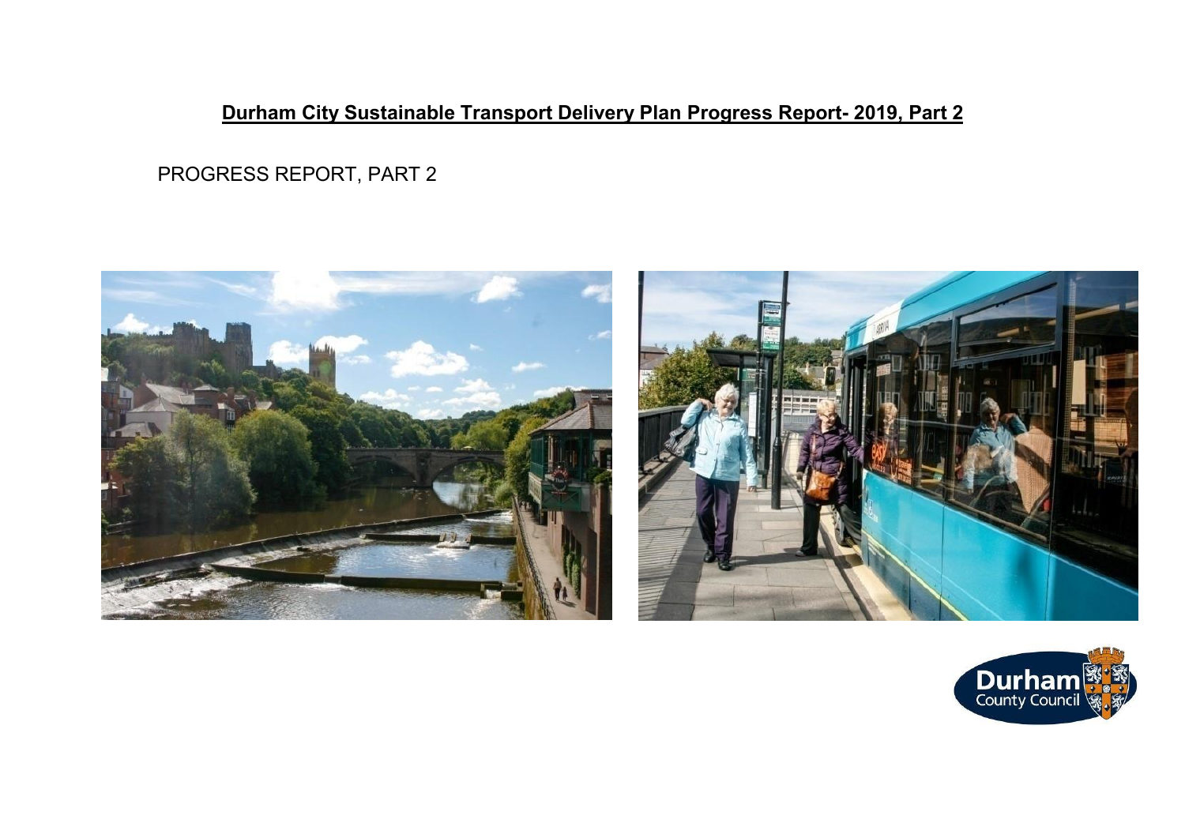# Durham City Sustainable Transport Delivery Plan Progress Report- 2019, Part 2

PROGRESS REPORT, PART 2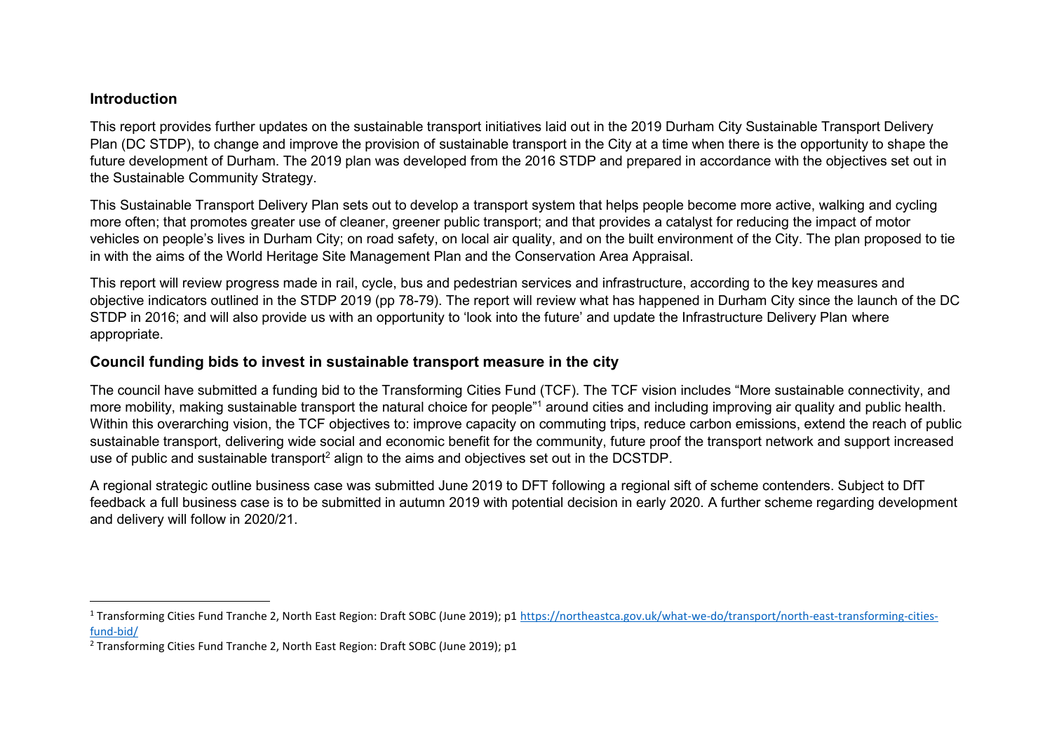## Introduction

This report provides further updates on the sustainable transport initiatives laid out in the 2019 Durham City Sustainable Transport Delivery Plan (DC STDP), to change and improve the provision of sustainable transport in the City at a time when there is the opportunity to shape the future development of Durham. The 2019 plan was developed from the 2016 STDP and prepared in accordance with the objectives set out in the Sustainable Community Strategy.

This Sustainable Transport Delivery Plan sets out to develop a transport system that helps people become more active, walking and cycling more often; that promotes greater use of cleaner, greener public transport; and that provides a catalyst for reducing the impact of motor vehicles on people's lives in Durham City; on road safety, on local air quality, and on the built environment of the City. The plan proposed to tie in with the aims of the World Heritage Site Management Plan and the Conservation Area Appraisal.

This report will review progress made in rail, cycle, bus and pedestrian services and infrastructure, according to the key measures and objective indicators outlined in the STDP 2019 (pp 78-79). The report will review what has happened in Durham City since the launch of the DC STDP in 2016; and will also provide us with an opportunity to 'look into the future' and update the Infrastructure Delivery Plan where appropriate.

## Council funding bids to invest in sustainable transport measure in the city

The council have submitted a funding bid to the Transforming Cities Fund (TCF). The TCF vision includes "More sustainable connectivity, and more mobility, making sustainable transport the natural choice for people"[1] around cities and including improving air quality and public health. Within this overarching vision, the TCF objectives to: improve capacity on commuting trips, reduce carbon emissions, extend the reach of public sustainable transport, delivering wide social and economic benefit for the community, future proof the transport network and support increased use of public and sustainable transport[2] align to the aims and objectives set out in the DCSTDP.

A regional strategic outline business case was submitted June 2019 to DFT following a regional sift of scheme contenders. Subject to DfT feedback a full business case is to be submitted in autumn 2019 with potential decision in early 2020. A further scheme regarding development and delivery will follow in 2020/21.

---

[1] Transforming Cities Fund Tranche 2, North East Region: Draft SOBC (June 2019); p1 https://northeastca.gov.uk/what-we-do/transport/north-east-transforming-cities-fund-bid/

[2] Transforming Cities Fund Tranche 2, North East Region: Draft SOBC (June 2019); p1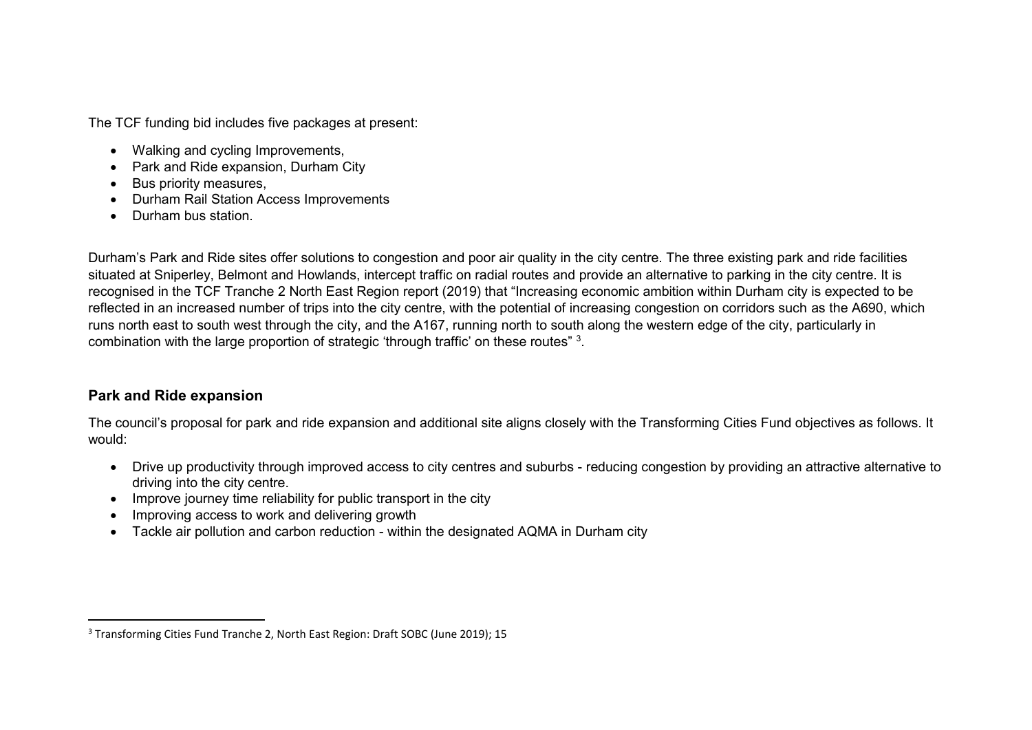The TCF funding bid includes five packages at present:

- Walking and cycling Improvements,
- Park and Ride expansion, Durham City
- Bus priority measures,
- Durham Rail Station Access Improvements
- Durham bus station.

Durham's Park and Ride sites offer solutions to congestion and poor air quality in the city centre. The three existing park and ride facilities situated at Sniperley, Belmont and Howlands, intercept traffic on radial routes and provide an alternative to parking in the city centre. It is recognised in the TCF Tranche 2 North East Region report (2019) that "Increasing economic ambition within Durham city is expected to be reflected in an increased number of trips into the city centre, with the potential of increasing congestion on corridors such as the A690, which runs north east to south west through the city, and the A167, running north to south along the western edge of the city, particularly in combination with the large proportion of strategic 'through traffic' on these routes" [3].

## Park and Ride expansion

The council's proposal for park and ride expansion and additional site aligns closely with the Transforming Cities Fund objectives as follows. It would:

- Drive up productivity through improved access to city centres and suburbs - reducing congestion by providing an attractive alternative to driving into the city centre.
- Improve journey time reliability for public transport in the city
- Improving access to work and delivering growth
- Tackle air pollution and carbon reduction - within the designated AQMA in Durham city

[3] Transforming Cities Fund Tranche 2, North East Region: Draft SOBC (June 2019); 15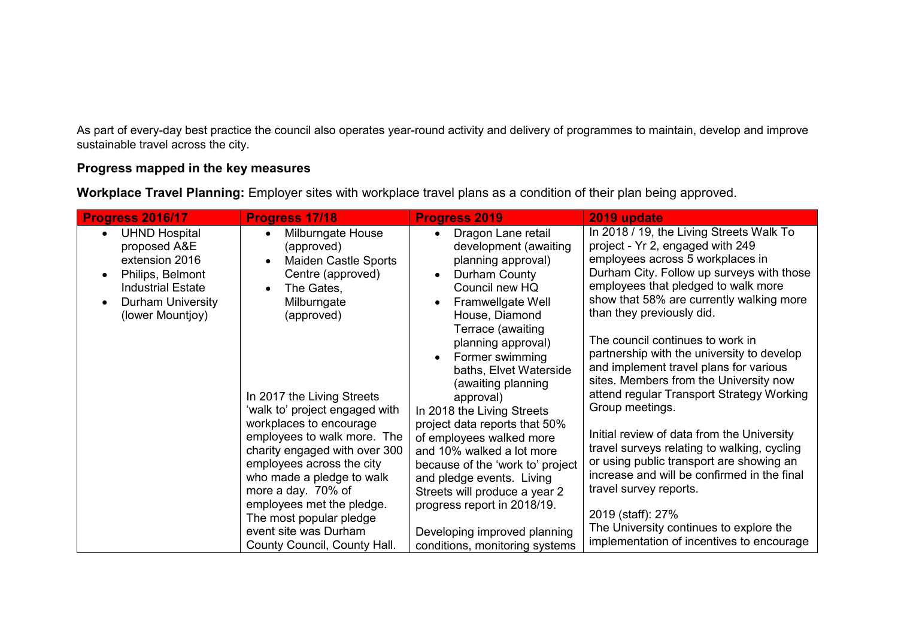As part of every-day best practice the council also operates year-round activity and delivery of programmes to maintain, develop and improve sustainable travel across the city.

**Progress mapped in the key measures**

**Workplace Travel Planning:** Employer sites with workplace travel plans as a condition of their plan being approved.

| Progress 2016/17 | Progress 17/18 | Progress 2019 | 2019 update |
|---|---|---|---|
| • UHND Hospital proposed A&E extension 2016<br>• Philips, Belmont Industrial Estate<br>• Durham University (lower Mountjoy) | • Milburngate House (approved)<br>• Maiden Castle Sports Centre (approved)<br>• The Gates, Milburngate (approved)<br><br>In 2017 the Living Streets 'walk to' project engaged with workplaces to encourage employees to walk more. The charity engaged with over 300 employees across the city who made a pledge to walk more a day. 70% of employees met the pledge. The most popular pledge event site was Durham County Council, County Hall. | • Dragon Lane retail development (awaiting planning approval)<br>• Durham County Council new HQ<br>• Framwellgate Well House, Diamond Terrace (awaiting planning approval)<br>• Former swimming baths, Elvet Waterside (awaiting planning approval)<br><br>In 2018 the Living Streets project data reports that 50% of employees walked more and 10% walked a lot more because of the 'work to' project and pledge events. Living Streets will produce a year 2 progress report in 2018/19.<br><br>Developing improved planning conditions, monitoring systems | In 2018 / 19, the Living Streets Walk To project - Yr 2, engaged with 249 employees across 5 workplaces in Durham City. Follow up surveys with those employees that pledged to walk more show that 58% are currently walking more than they previously did.<br><br>The council continues to work in partnership with the university to develop and implement travel plans for various sites. Members from the University now attend regular Transport Strategy Working Group meetings.<br><br>Initial review of data from the University travel surveys relating to walking, cycling or using public transport are showing an increase and will be confirmed in the final travel survey reports.<br><br>2019 (staff): 27%<br>The University continues to explore the implementation of incentives to encourage |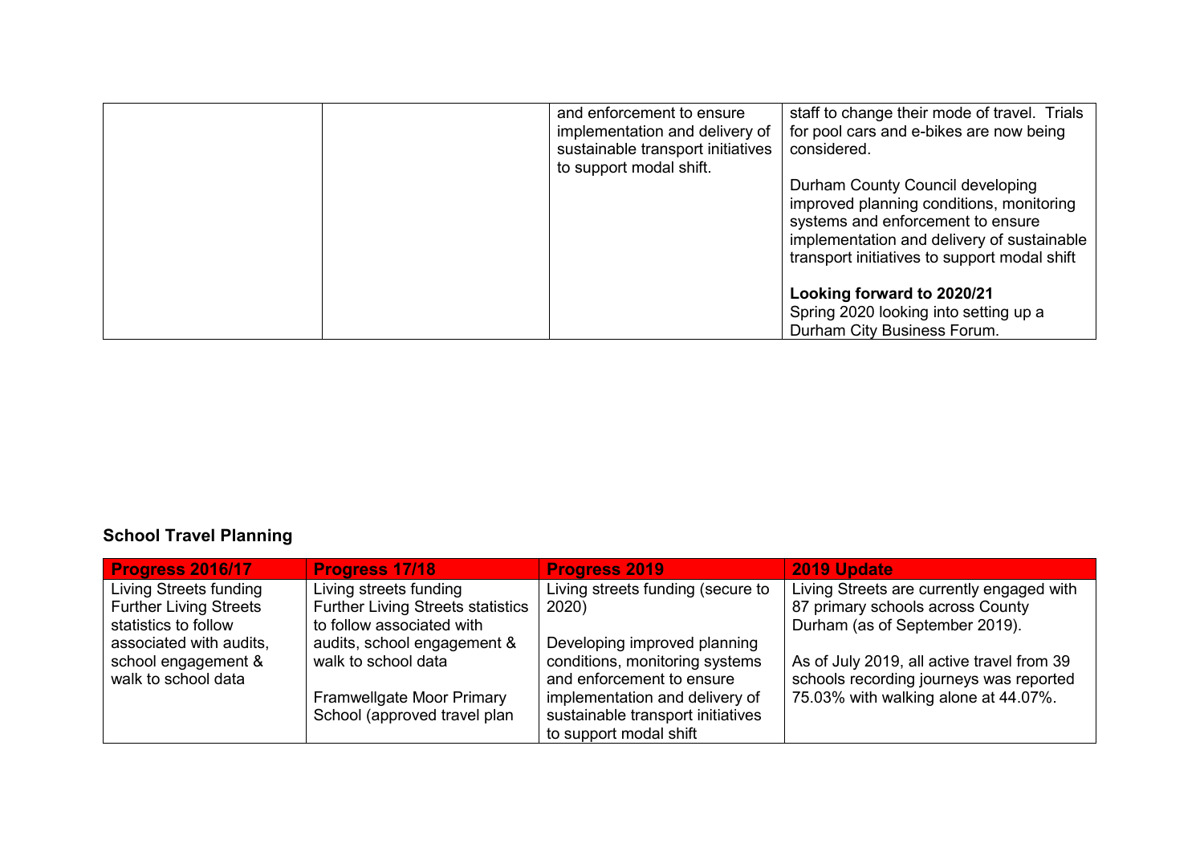| | | and enforcement to ensure implementation and delivery of sustainable transport initiatives to support modal shift. | staff to change their mode of travel. Trials for pool cars and e-bikes are now being considered.<br><br>Durham County Council developing improved planning conditions, monitoring systems and enforcement to ensure implementation and delivery of sustainable transport initiatives to support modal shift<br><br>**Looking forward to 2020/21**<br>Spring 2020 looking into setting up a Durham City Business Forum. |
|---|---|---|---|

## School Travel Planning

| Progress 2016/17 | Progress 17/18 | Progress 2019 | 2019 Update |
|---|---|---|---|
| Living Streets funding<br>Further Living Streets statistics to follow associated with audits, school engagement & walk to school data | Living streets funding<br>Further Living Streets statistics to follow associated with audits, school engagement & walk to school data<br><br>Framwellgate Moor Primary School (approved travel plan | Living streets funding (secure to 2020)<br><br>Developing improved planning conditions, monitoring systems and enforcement to ensure implementation and delivery of sustainable transport initiatives to support modal shift | Living Streets are currently engaged with 87 primary schools across County Durham (as of September 2019).<br><br>As of July 2019, all active travel from 39 schools recording journeys was reported 75.03% with walking alone at 44.07%. |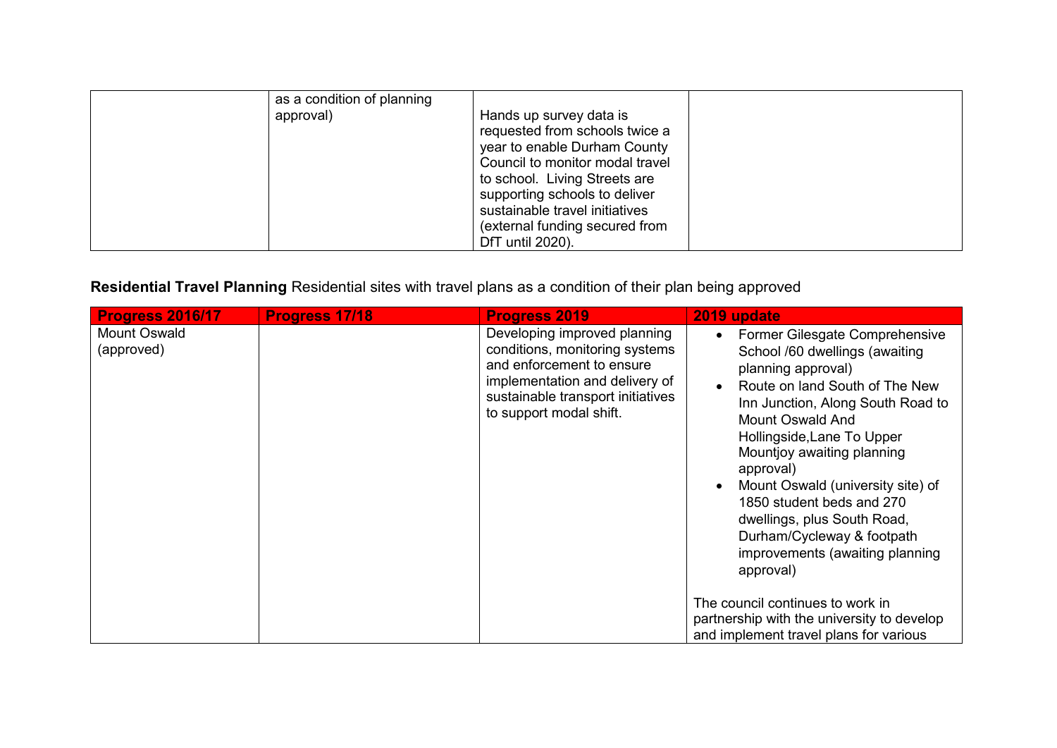| | | | |
|---|---|---|---|
| | as a condition of planning approval) | Hands up survey data is requested from schools twice a year to enable Durham County Council to monitor modal travel to school. Living Streets are supporting schools to deliver sustainable travel initiatives (external funding secured from DfT until 2020). | |

**Residential Travel Planning** Residential sites with travel plans as a condition of their plan being approved

| Progress 2016/17 | Progress 17/18 | Progress 2019 | 2019 update |
|---|---|---|---|
| Mount Oswald (approved) | | Developing improved planning conditions, monitoring systems and enforcement to ensure implementation and delivery of sustainable transport initiatives to support modal shift. | • Former Gilesgate Comprehensive School /60 dwellings (awaiting planning approval)<br>• Route on land South of The New Inn Junction, Along South Road to Mount Oswald And Hollingside,Lane To Upper Mountjoy awaiting planning approval)<br>• Mount Oswald (university site) of 1850 student beds and 270 dwellings, plus South Road, Durham/Cycleway & footpath improvements (awaiting planning approval)<br><br>The council continues to work in partnership with the university to develop and implement travel plans for various |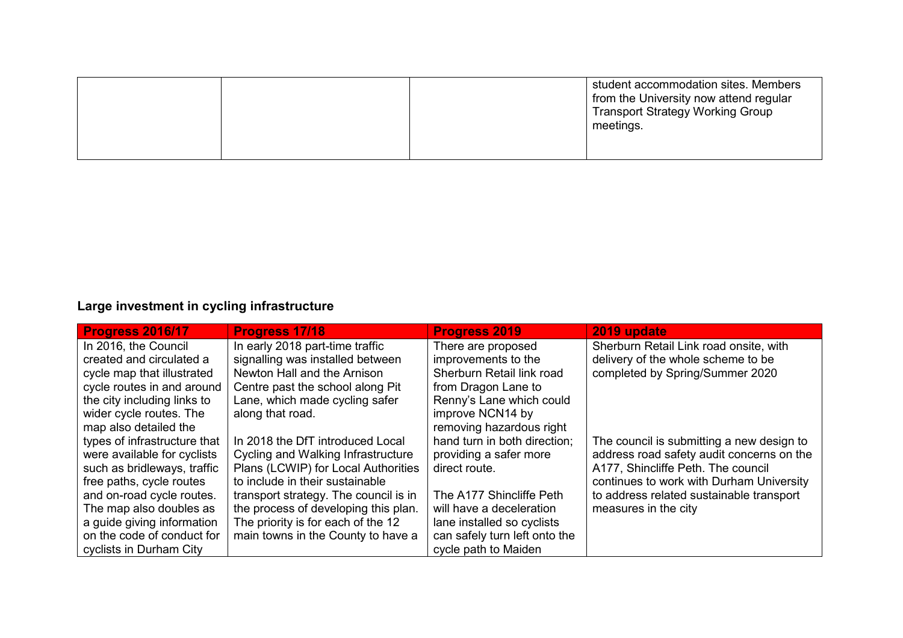| | | | |
|---|---|---|---|
| | | | student accommodation sites. Members from the University now attend regular Transport Strategy Working Group meetings. |

**Large investment in cycling infrastructure**

| Progress 2016/17 | Progress 17/18 | Progress 2019 | 2019 update |
|---|---|---|---|
| In 2016, the Council created and circulated a cycle map that illustrated cycle routes in and around the city including links to wider cycle routes. The map also detailed the types of infrastructure that were available for cyclists such as bridleways, traffic free paths, cycle routes and on-road cycle routes. The map also doubles as a guide giving information on the code of conduct for cyclists in Durham City | In early 2018 part-time traffic signalling was installed between Newton Hall and the Arnison Centre past the school along Pit Lane, which made cycling safer along that road.<br><br>In 2018 the DfT introduced Local Cycling and Walking Infrastructure Plans (LCWIP) for Local Authorities to include in their sustainable transport strategy. The council is in the process of developing this plan. The priority is for each of the 12 main towns in the County to have a | There are proposed improvements to the Sherburn Retail link road from Dragon Lane to Renny's Lane which could improve NCN14 by removing hazardous right hand turn in both direction; providing a safer more direct route.<br><br>The A177 Shincliffe Peth will have a deceleration lane installed so cyclists can safely turn left onto the cycle path to Maiden | Sherburn Retail Link road onsite, with delivery of the whole scheme to be completed by Spring/Summer 2020<br><br>The council is submitting a new design to address road safety audit concerns on the A177, Shincliffe Peth. The council continues to work with Durham University to address related sustainable transport measures in the city |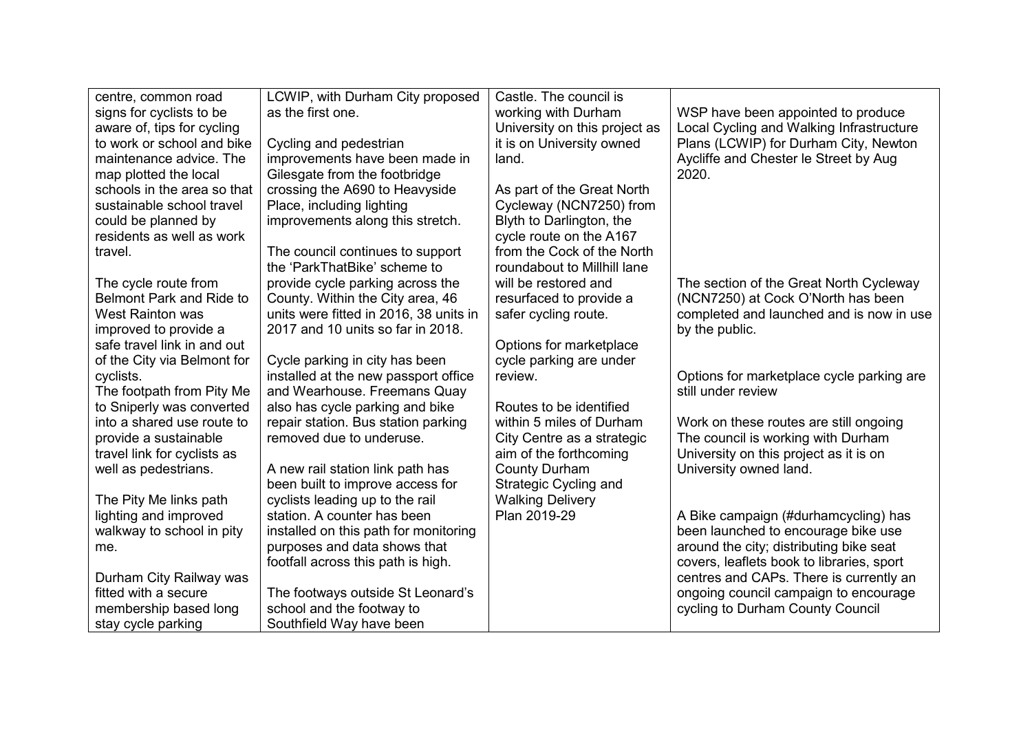| | | | |
|---|---|---|---|
| centre, common road signs for cyclists to be aware of, tips for cycling to work or school and bike maintenance advice. The map plotted the local schools in the area so that sustainable school travel could be planned by residents as well as work travel.<br><br>The cycle route from Belmont Park and Ride to West Rainton was improved to provide a safe travel link in and out of the City via Belmont for cyclists.<br>The footpath from Pity Me to Sniperly was converted into a shared use route to provide a sustainable travel link for cyclists as well as pedestrians.<br><br>The Pity Me links path lighting and improved walkway to school in pity me.<br><br>Durham City Railway was fitted with a secure membership based long stay cycle parking | LCWIP, with Durham City proposed as the first one.<br><br>Cycling and pedestrian improvements have been made in Gilesgate from the footbridge crossing the A690 to Heavyside Place, including lighting improvements along this stretch.<br><br>The council continues to support the 'ParkThatBike' scheme to provide cycle parking across the County. Within the City area, 46 units were fitted in 2016, 38 units in 2017 and 10 units so far in 2018.<br><br>Cycle parking in city has been installed at the new passport office and Wearhouse. Freemans Quay also has cycle parking and bike repair station. Bus station parking removed due to underuse.<br><br>A new rail station link path has been built to improve access for cyclists leading up to the rail station. A counter has been installed on this path for monitoring purposes and data shows that footfall across this path is high.<br><br>The footways outside St Leonard's school and the footway to Southfield Way have been | Castle. The council is working with Durham University on this project as it is on University owned land.<br><br>As part of the Great North Cycleway (NCN7250) from Blyth to Darlington, the cycle route on the A167 from the Cock of the North roundabout to Millhill lane will be restored and resurfaced to provide a safer cycling route.<br><br>Options for marketplace cycle parking are under review.<br><br>Routes to be identified within 5 miles of Durham City Centre as a strategic aim of the forthcoming County Durham Strategic Cycling and Walking Delivery Plan 2019-29 | WSP have been appointed to produce Local Cycling and Walking Infrastructure Plans (LCWIP) for Durham City, Newton Aycliffe and Chester le Street by Aug 2020.<br><br>The section of the Great North Cycleway (NCN7250) at Cock O'North has been completed and launched and is now in use by the public.<br><br>Options for marketplace cycle parking are still under review<br><br>Work on these routes are still ongoing The council is working with Durham University on this project as it is on University owned land.<br><br>A Bike campaign (#durhamcycling) has been launched to encourage bike use around the city; distributing bike seat covers, leaflets book to libraries, sport centres and CAPs. There is currently an ongoing council campaign to encourage cycling to Durham County Council |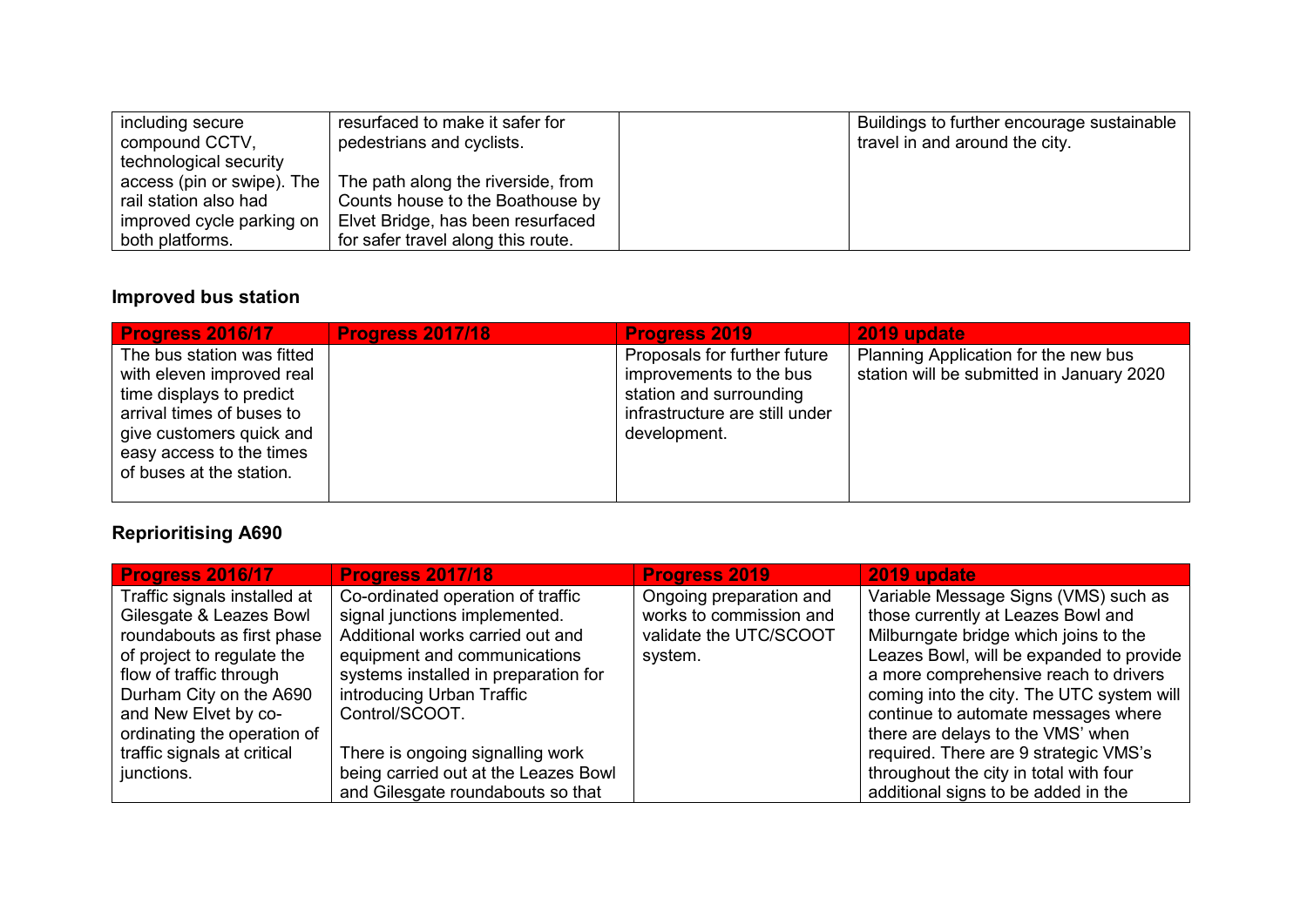| including secure compound CCTV, technological security access (pin or swipe). The rail station also had improved cycle parking on both platforms. | resurfaced to make it safer for pedestrians and cyclists.<br><br>The path along the riverside, from Counts house to the Boathouse by Elvet Bridge, has been resurfaced for safer travel along this route. | | Buildings to further encourage sustainable travel in and around the city. |
|---|---|---|---|

## Improved bus station

| Progress 2016/17 | Progress 2017/18 | Progress 2019 | 2019 update |
|---|---|---|---|
| The bus station was fitted with eleven improved real time displays to predict arrival times of buses to give customers quick and easy access to the times of buses at the station. | | Proposals for further future improvements to the bus station and surrounding infrastructure are still under development. | Planning Application for the new bus station will be submitted in January 2020 |

## Reprioritising A690

| Progress 2016/17 | Progress 2017/18 | Progress 2019 | 2019 update |
|---|---|---|---|
| Traffic signals installed at Gilesgate & Leazes Bowl roundabouts as first phase of project to regulate the flow of traffic through Durham City on the A690 and New Elvet by co-ordinating the operation of traffic signals at critical junctions. | Co-ordinated operation of traffic signal junctions implemented. Additional works carried out and equipment and communications systems installed in preparation for introducing Urban Traffic Control/SCOOT.<br><br>There is ongoing signalling work being carried out at the Leazes Bowl and Gilesgate roundabouts so that | Ongoing preparation and works to commission and validate the UTC/SCOOT system. | Variable Message Signs (VMS) such as those currently at Leazes Bowl and Milburngate bridge which joins to the Leazes Bowl, will be expanded to provide a more comprehensive reach to drivers coming into the city. The UTC system will continue to automate messages where there are delays to the VMS' when required. There are 9 strategic VMS's throughout the city in total with four additional signs to be added in the |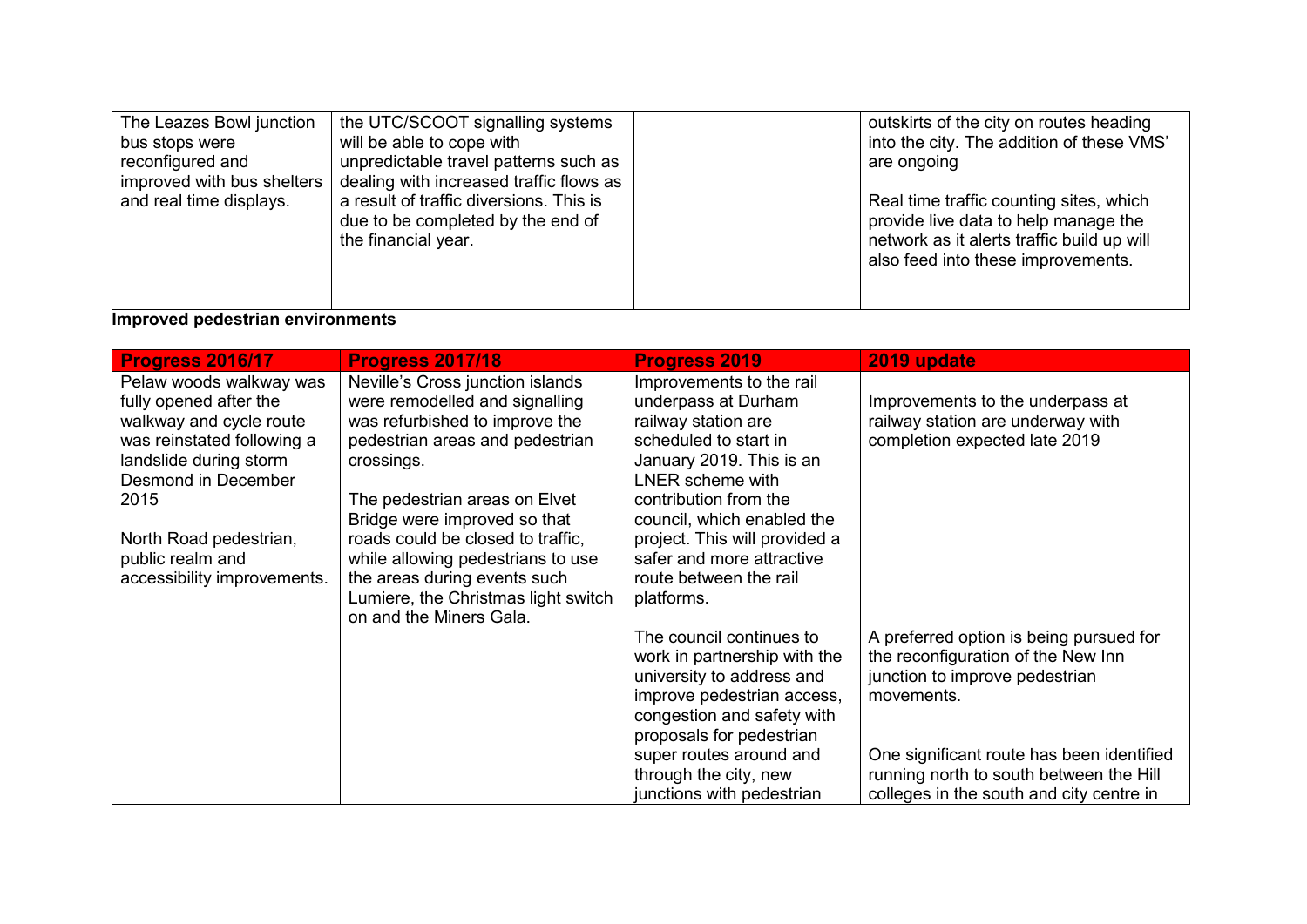| | | | |
|---|---|---|---|
| The Leazes Bowl junction bus stops were reconfigured and improved with bus shelters and real time displays. | the UTC/SCOOT signalling systems will be able to cope with unpredictable travel patterns such as dealing with increased traffic flows as a result of traffic diversions. This is due to be completed by the end of the financial year. | | outskirts of the city on routes heading into the city. The addition of these VMS' are ongoing<br><br>Real time traffic counting sites, which provide live data to help manage the network as it alerts traffic build up will also feed into these improvements. |

**Improved pedestrian environments**

| Progress 2016/17 | Progress 2017/18 | Progress 2019 | 2019 update |
|---|---|---|---|
| Pelaw woods walkway was fully opened after the walkway and cycle route was reinstated following a landslide during storm Desmond in December 2015<br><br>North Road pedestrian, public realm and accessibility improvements. | Neville's Cross junction islands were remodelled and signalling was refurbished to improve the pedestrian areas and pedestrian crossings.<br><br>The pedestrian areas on Elvet Bridge were improved so that roads could be closed to traffic, while allowing pedestrians to use the areas during events such Lumiere, the Christmas light switch on and the Miners Gala. | Improvements to the rail underpass at Durham railway station are scheduled to start in January 2019. This is an LNER scheme with contribution from the council, which enabled the project. This will provided a safer and more attractive route between the rail platforms. | Improvements to the underpass at railway station are underway with completion expected late 2019 |
| | | The council continues to work in partnership with the university to address and improve pedestrian access, congestion and safety with proposals for pedestrian super routes around and through the city, new junctions with pedestrian | A preferred option is being pursued for the reconfiguration of the New Inn junction to improve pedestrian movements.<br><br>One significant route has been identified running north to south between the Hill colleges in the south and city centre in |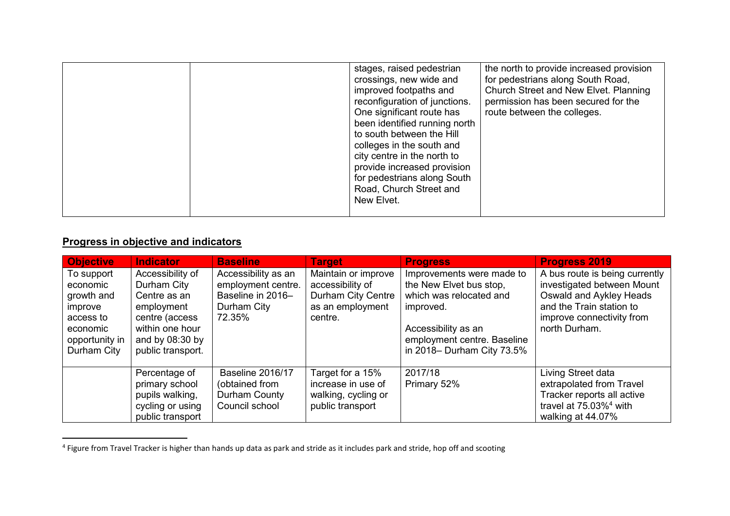| | | stages, raised pedestrian crossings, new wide and improved footpaths and reconfiguration of junctions. One significant route has been identified running north to south between the Hill colleges in the south and city centre in the north to provide increased provision for pedestrians along South Road, Church Street and New Elvet. | the north to provide increased provision for pedestrians along South Road, Church Street and New Elvet. Planning permission has been secured for the route between the colleges. |
|---|---|---|---|

## Progress in objective and indicators

| Objective | Indicator | Baseline | Target | Progress | Progress 2019 |
|---|---|---|---|---|---|
| To support economic growth and improve access to economic opportunity in Durham City | Accessibility of Durham City Centre as an employment centre (access within one hour and by 08:30 by public transport. | Accessibility as an employment centre. Baseline in 2016– Durham City 72.35% | Maintain or improve accessibility of Durham City Centre as an employment centre. | Improvements were made to the New Elvet bus stop, which was relocated and improved.<br><br>Accessibility as an employment centre. Baseline in 2018– Durham City 73.5% | A bus route is being currently investigated between Mount Oswald and Aykley Heads and the Train station to improve connectivity from north Durham. |
| | Percentage of primary school pupils walking, cycling or using public transport | Baseline 2016/17 (obtained from Durham County Council school | Target for a 15% increase in use of walking, cycling or public transport | 2017/18<br>Primary 52% | Living Street data extrapolated from Travel Tracker reports all active travel at 75.03%[4] with walking at 44.07% |

[4] Figure from Travel Tracker is higher than hands up data as park and stride as it includes park and stride, hop off and scooting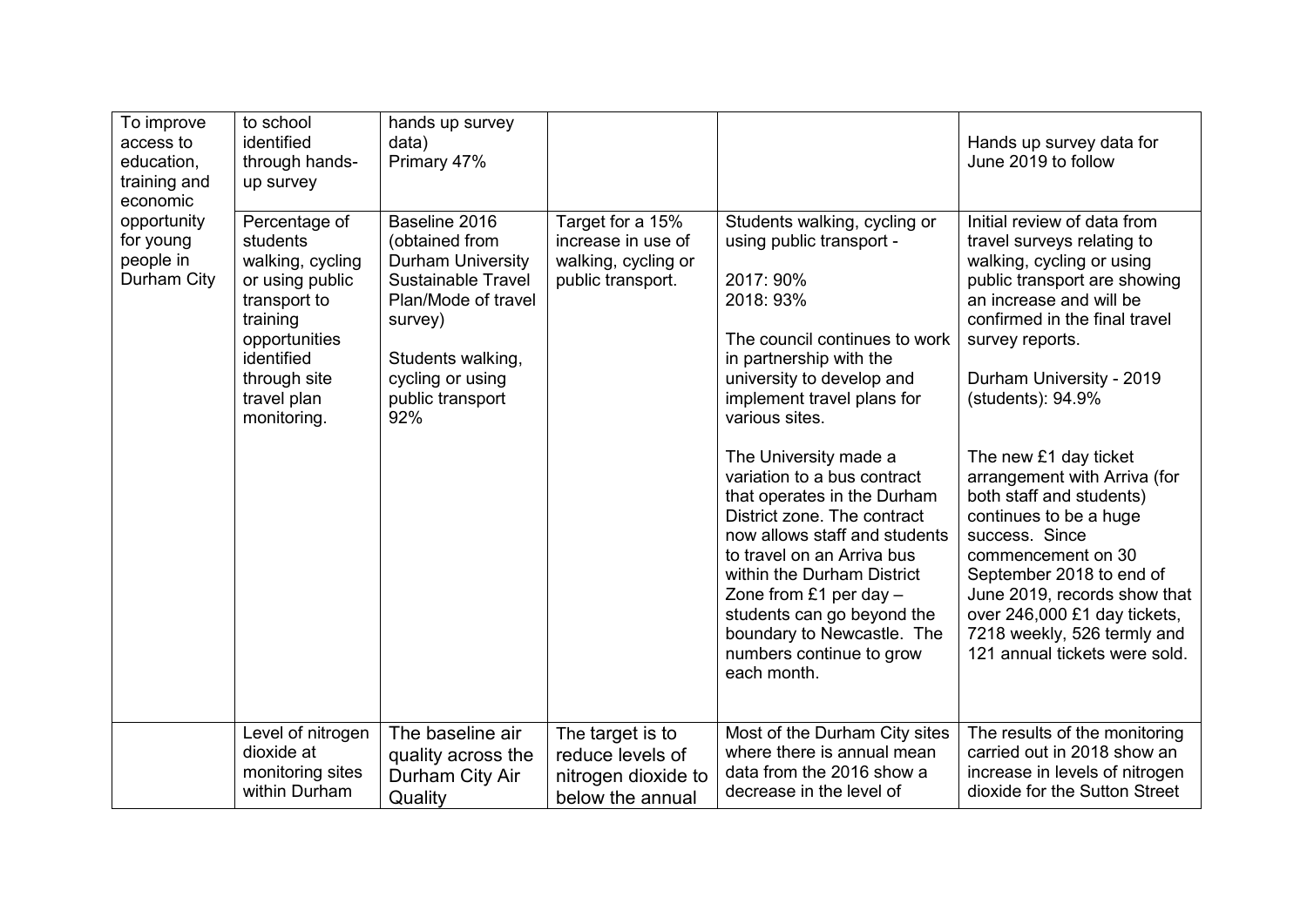| | | | | | |
|---|---|---|---|---|---|
| To improve access to education, training and economic opportunity for young people in Durham City | to school identified through hands-up survey | hands up survey data)<br>Primary 47% | | | Hands up survey data for June 2019 to follow |
| | Percentage of students walking, cycling or using public transport to training opportunities identified through site travel plan monitoring. | Baseline 2016 (obtained from Durham University Sustainable Travel Plan/Mode of travel survey)<br><br>Students walking, cycling or using public transport 92% | Target for a 15% increase in use of walking, cycling or public transport. | Students walking, cycling or using public transport -<br><br>2017: 90%<br>2018: 93%<br><br>The council continues to work in partnership with the university to develop and implement travel plans for various sites.<br><br>The University made a variation to a bus contract that operates in the Durham District zone. The contract now allows staff and students to travel on an Arriva bus within the Durham District Zone from £1 per day – students can go beyond the boundary to Newcastle. The numbers continue to grow each month. | Initial review of data from travel surveys relating to walking, cycling or using public transport are showing an increase and will be confirmed in the final travel survey reports.<br><br>Durham University - 2019 (students): 94.9%<br><br>The new £1 day ticket arrangement with Arriva (for both staff and students) continues to be a huge success. Since commencement on 30 September 2018 to end of June 2019, records show that over 246,000 £1 day tickets, 7218 weekly, 526 termly and 121 annual tickets were sold. |
| | Level of nitrogen dioxide at monitoring sites within Durham | The baseline air quality across the Durham City Air Quality | The target is to reduce levels of nitrogen dioxide to below the annual | Most of the Durham City sites where there is annual mean data from the 2016 show a decrease in the level of | The results of the monitoring carried out in 2018 show an increase in levels of nitrogen dioxide for the Sutton Street |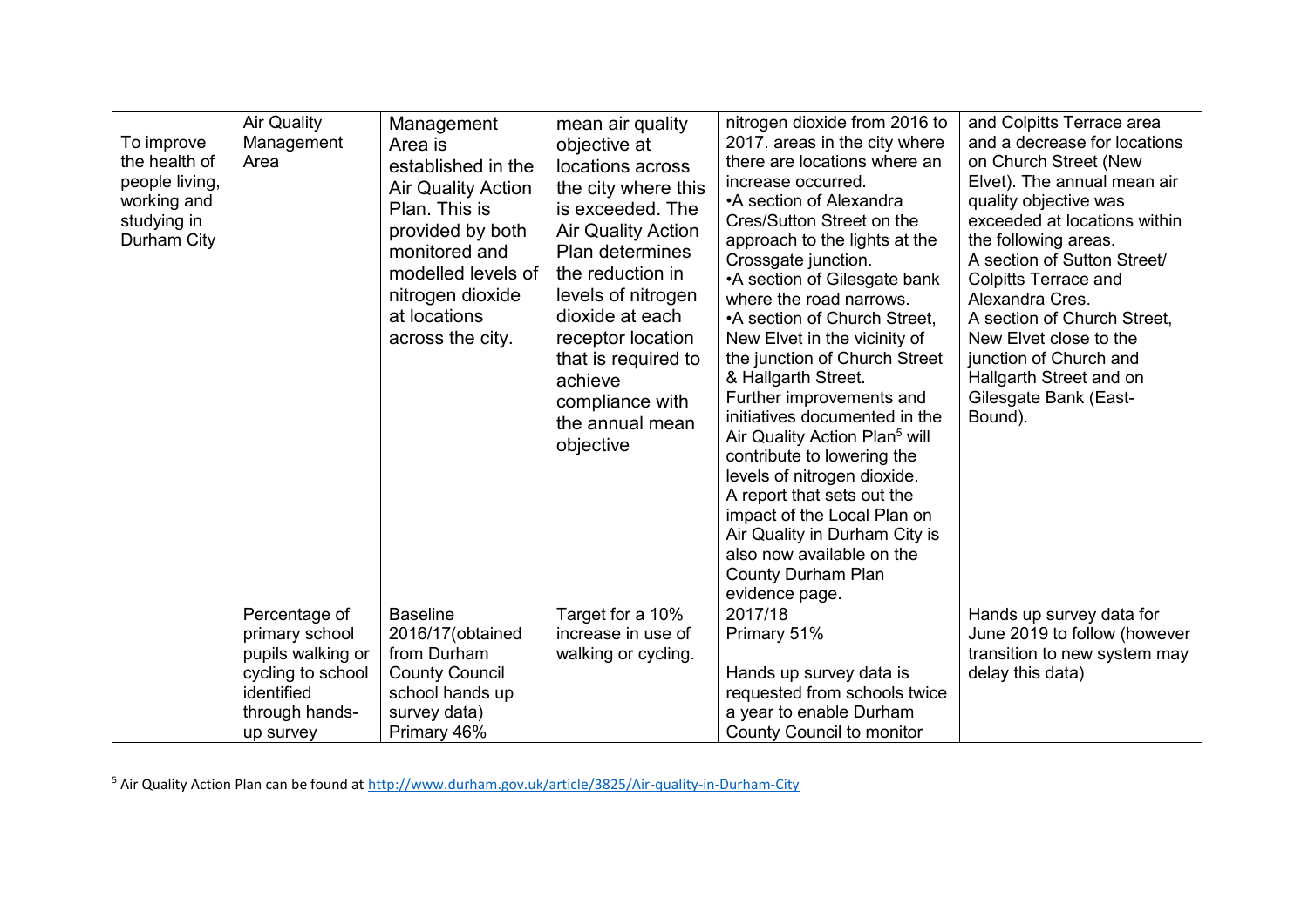| | | | | | |
|---|---|---|---|---|---|
| To improve the health of people living, working and studying in Durham City | Air Quality Management Area | Management Area is established in the Air Quality Action Plan. This is provided by both monitored and modelled levels of nitrogen dioxide at locations across the city. | mean air quality objective at locations across the city where this is exceeded. The Air Quality Action Plan determines the reduction in levels of nitrogen dioxide at each receptor location that is required to achieve compliance with the annual mean objective | nitrogen dioxide from 2016 to 2017. areas in the city where there are locations where an increase occurred.<br>•A section of Alexandra Cres/Sutton Street on the approach to the lights at the Crossgate junction.<br>•A section of Gilesgate bank where the road narrows.<br>•A section of Church Street, New Elvet in the vicinity of the junction of Church Street & Hallgarth Street.<br>Further improvements and initiatives documented in the Air Quality Action Plan[5] will contribute to lowering the levels of nitrogen dioxide.<br>A report that sets out the impact of the Local Plan on Air Quality in Durham City is also now available on the County Durham Plan evidence page. | and Colpitts Terrace area and a decrease for locations on Church Street (New Elvet). The annual mean air quality objective was exceeded at locations within the following areas.<br>A section of Sutton Street/ Colpitts Terrace and Alexandra Cres.<br>A section of Church Street, New Elvet close to the junction of Church and Hallgarth Street and on Gilesgate Bank (East-Bound). |
| | Percentage of primary school pupils walking or cycling to school identified through hands-up survey | Baseline 2016/17(obtained from Durham County Council school hands up survey data)<br>Primary 46% | Target for a 10% increase in use of walking or cycling. | 2017/18<br>Primary 51%<br><br>Hands up survey data is requested from schools twice a year to enable Durham County Council to monitor | Hands up survey data for June 2019 to follow (however transition to new system may delay this data) |

[5] Air Quality Action Plan can be found at http://www.durham.gov.uk/article/3825/Air-quality-in-Durham-City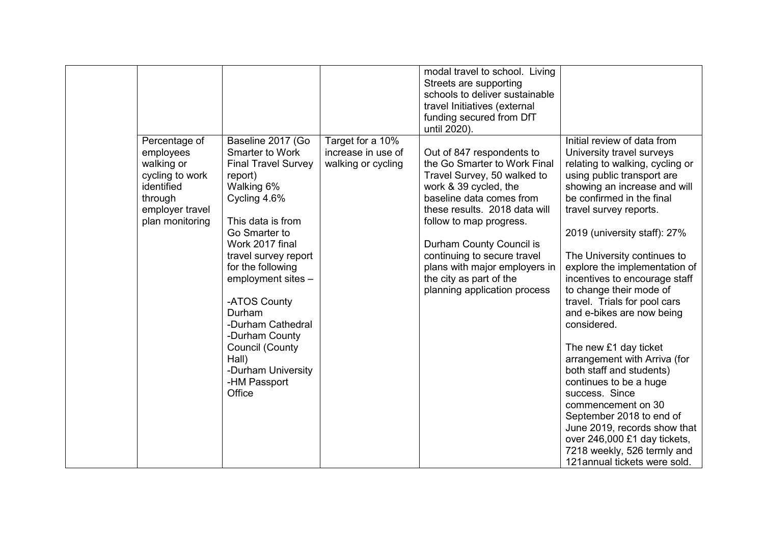| | | | | | |
|---|---|---|---|---|---|
| | | | | modal travel to school. Living Streets are supporting schools to deliver sustainable travel Initiatives (external funding secured from DfT until 2020). | |
| | Percentage of employees walking or cycling to work identified through employer travel plan monitoring | Baseline 2017 (Go Smarter to Work Final Travel Survey report)<br>Walking 6%<br>Cycling 4.6%<br><br>This data is from Go Smarter to Work 2017 final travel survey report for the following employment sites –<br><br>-ATOS County Durham<br>-Durham Cathedral<br>-Durham County Council (County Hall)<br>-Durham University<br>-HM Passport Office | Target for a 10% increase in use of walking or cycling | Out of 847 respondents to the Go Smarter to Work Final Travel Survey, 50 walked to work & 39 cycled, the baseline data comes from these results. 2018 data will follow to map progress.<br><br>Durham County Council is continuing to secure travel plans with major employers in the city as part of the planning application process | Initial review of data from University travel surveys relating to walking, cycling or using public transport are showing an increase and will be confirmed in the final travel survey reports.<br><br>2019 (university staff): 27%<br><br>The University continues to explore the implementation of incentives to encourage staff to change their mode of travel. Trials for pool cars and e-bikes are now being considered.<br><br>The new £1 day ticket arrangement with Arriva (for both staff and students) continues to be a huge success. Since commencement on 30 September 2018 to end of June 2019, records show that over 246,000 £1 day tickets, 7218 weekly, 526 termly and 121annual tickets were sold. |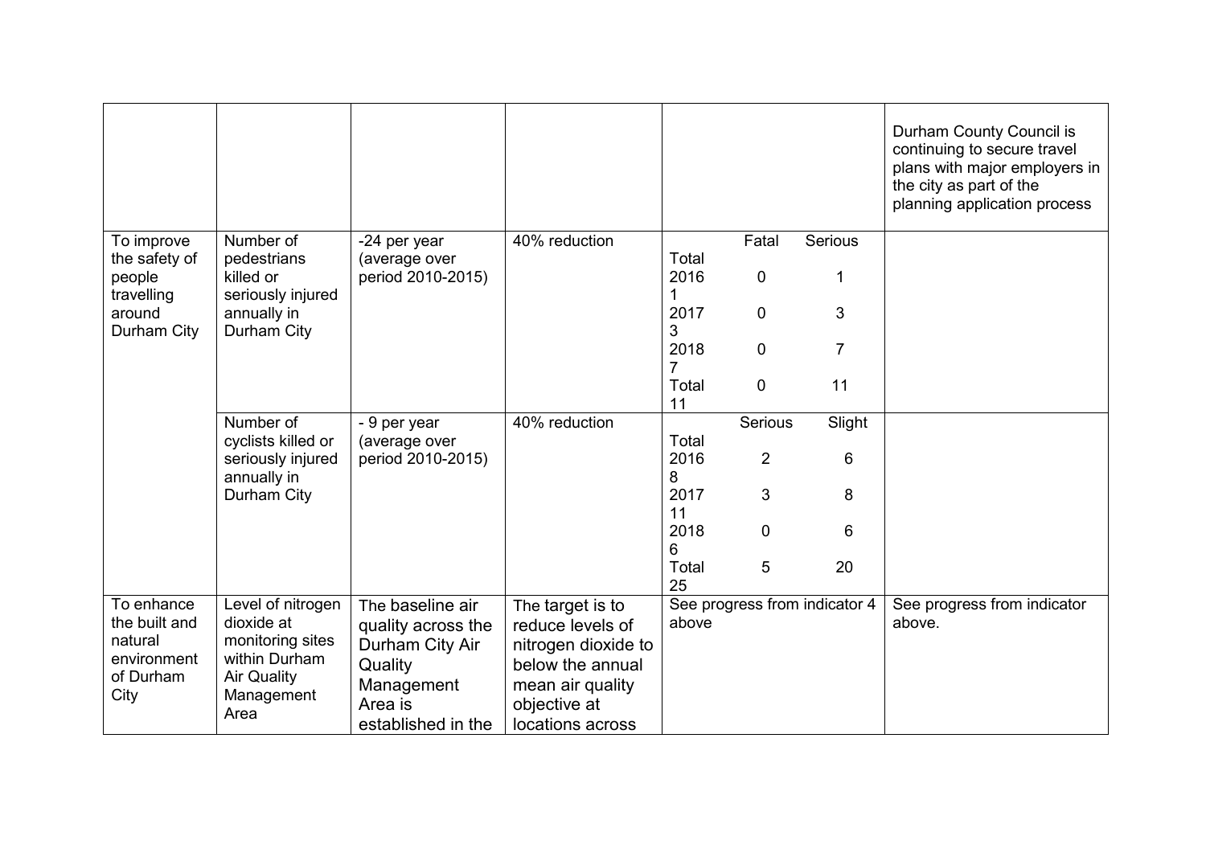| | | | | | |
|---|---|---|---|---|---|
| | | | | | Durham County Council is continuing to secure travel plans with major employers in the city as part of the planning application process |
| To improve the safety of people travelling around Durham City | Number of pedestrians killed or seriously injured annually in Durham City | -24 per year (average over period 2010-2015) | 40% reduction | Fatal Serious Total<br>2016 0 1 1<br>2017 0 3 3<br>2018 0 7 7<br>Total 0 11 11 | |
| | Number of cyclists killed or seriously injured annually in Durham City | - 9 per year (average over period 2010-2015) | 40% reduction | Serious Slight Total<br>2016 2 6 8<br>2017 3 8 11<br>2018 0 6 6<br>Total 5 20 25 | |
| To enhance the built and natural environment of Durham City | Level of nitrogen dioxide at monitoring sites within Durham Air Quality Management Area | The baseline air quality across the Durham City Air Quality Management Area is established in the | The target is to reduce levels of nitrogen dioxide to below the annual mean air quality objective at locations across | See progress from indicator 4 above | See progress from indicator above. |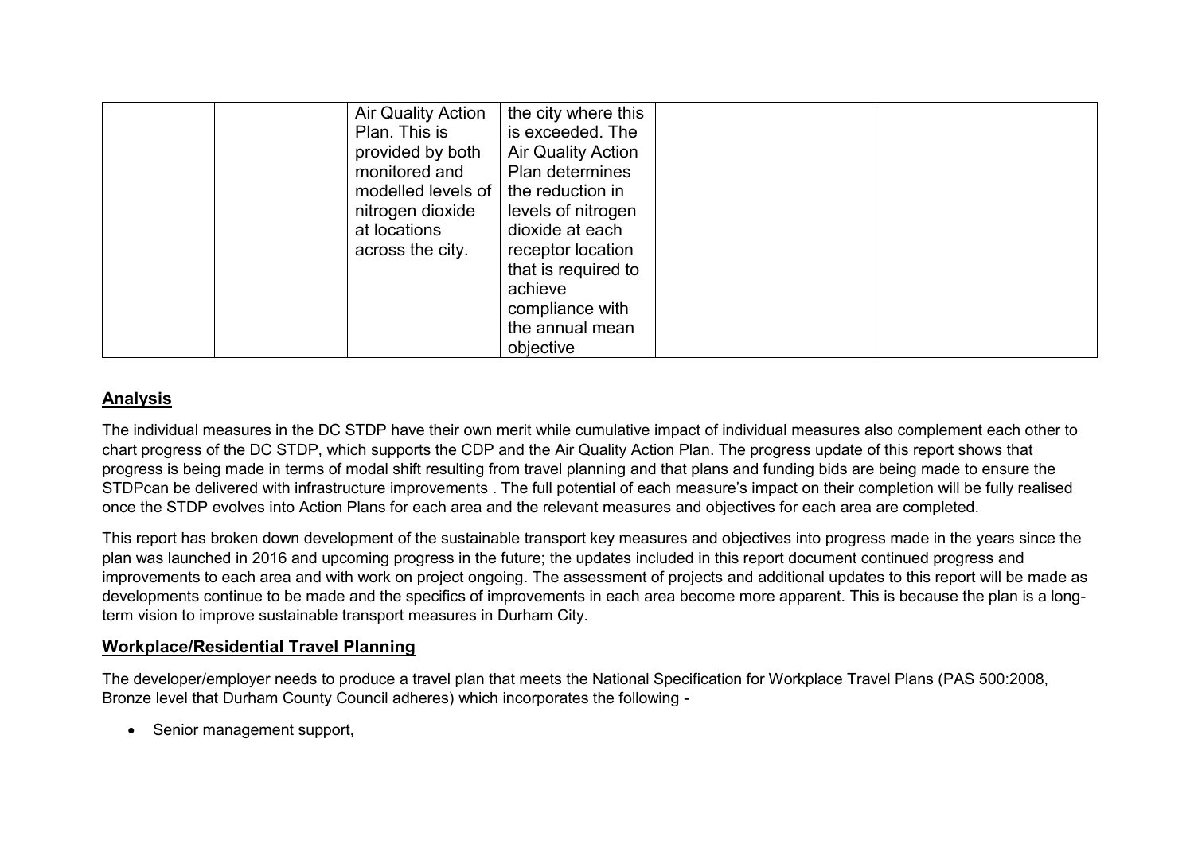|  |  | Air Quality Action Plan. This is provided by both monitored and modelled levels of nitrogen dioxide at locations across the city. | the city where this is exceeded. The Air Quality Action Plan determines the reduction in levels of nitrogen dioxide at each receptor location that is required to achieve compliance with the annual mean objective |  |  |
|---|---|---|---|---|---|

## Analysis

The individual measures in the DC STDP have their own merit while cumulative impact of individual measures also complement each other to chart progress of the DC STDP, which supports the CDP and the Air Quality Action Plan. The progress update of this report shows that progress is being made in terms of modal shift resulting from travel planning and that plans and funding bids are being made to ensure the STDPcan be delivered with infrastructure improvements . The full potential of each measure's impact on their completion will be fully realised once the STDP evolves into Action Plans for each area and the relevant measures and objectives for each area are completed.

This report has broken down development of the sustainable transport key measures and objectives into progress made in the years since the plan was launched in 2016 and upcoming progress in the future; the updates included in this report document continued progress and improvements to each area and with work on project ongoing. The assessment of projects and additional updates to this report will be made as developments continue to be made and the specifics of improvements in each area become more apparent. This is because the plan is a long-term vision to improve sustainable transport measures in Durham City.

## Workplace/Residential Travel Planning

The developer/employer needs to produce a travel plan that meets the National Specification for Workplace Travel Plans (PAS 500:2008, Bronze level that Durham County Council adheres) which incorporates the following -

- Senior management support,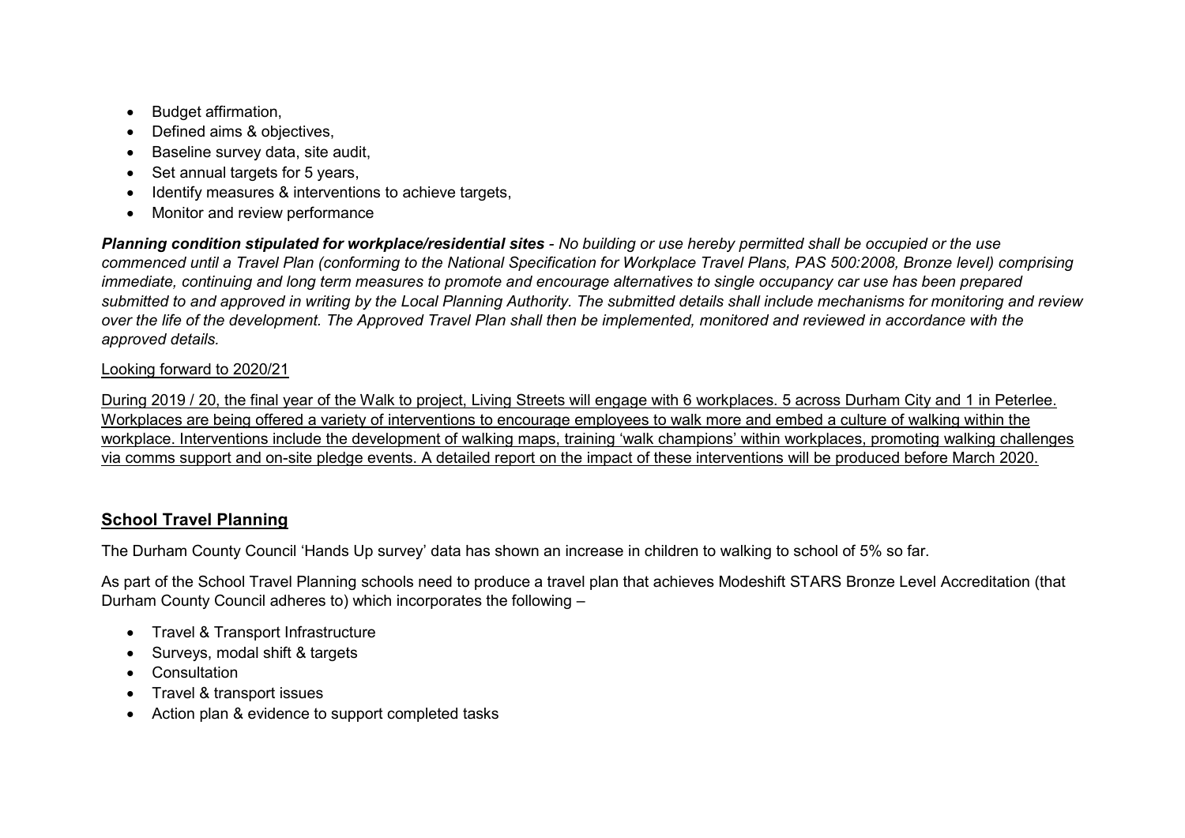- Budget affirmation,
- Defined aims & objectives,
- Baseline survey data, site audit,
- Set annual targets for 5 years,
- Identify measures & interventions to achieve targets,
- Monitor and review performance

***Planning condition stipulated for workplace/residential sites*** *- No building or use hereby permitted shall be occupied or the use commenced until a Travel Plan (conforming to the National Specification for Workplace Travel Plans, PAS 500:2008, Bronze level) comprising immediate, continuing and long term measures to promote and encourage alternatives to single occupancy car use has been prepared submitted to and approved in writing by the Local Planning Authority. The submitted details shall include mechanisms for monitoring and review over the life of the development. The Approved Travel Plan shall then be implemented, monitored and reviewed in accordance with the approved details.*

<u>Looking forward to 2020/21</u>

<u>During 2019 / 20, the final year of the Walk to project, Living Streets will engage with 6 workplaces. 5 across Durham City and 1 in Peterlee. Workplaces are being offered a variety of interventions to encourage employees to walk more and embed a culture of walking within the workplace. Interventions include the development of walking maps, training 'walk champions' within workplaces, promoting walking challenges via comms support and on-site pledge events. A detailed report on the impact of these interventions will be produced before March 2020.</u>

## **<u>School Travel Planning</u>**

The Durham County Council 'Hands Up survey' data has shown an increase in children to walking to school of 5% so far.

As part of the School Travel Planning schools need to produce a travel plan that achieves Modeshift STARS Bronze Level Accreditation (that Durham County Council adheres to) which incorporates the following –

- Travel & Transport Infrastructure
- Surveys, modal shift & targets
- Consultation
- Travel & transport issues
- Action plan & evidence to support completed tasks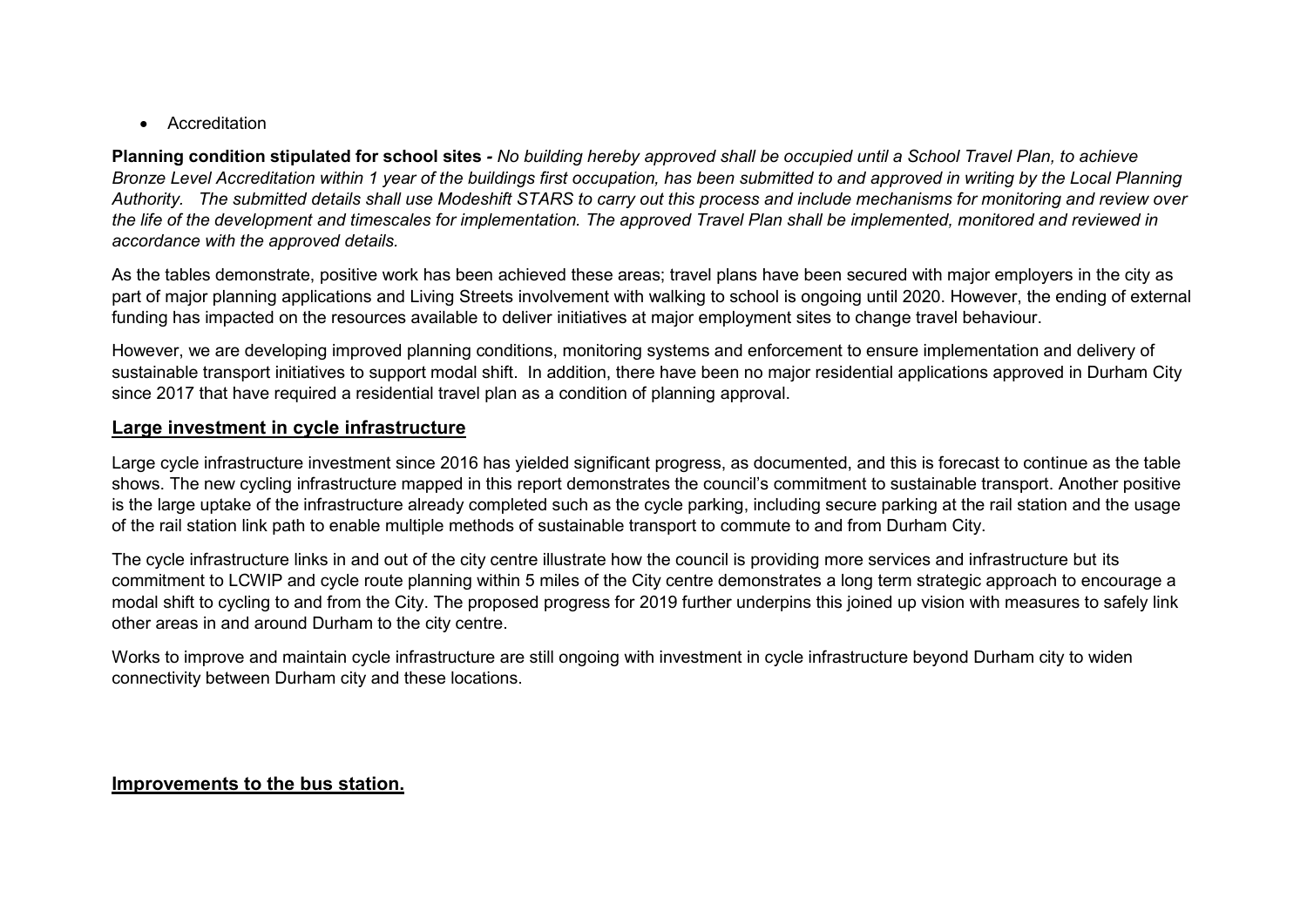- Accreditation

**Planning condition stipulated for school sites -** *No building hereby approved shall be occupied until a School Travel Plan, to achieve Bronze Level Accreditation within 1 year of the buildings first occupation, has been submitted to and approved in writing by the Local Planning Authority. The submitted details shall use Modeshift STARS to carry out this process and include mechanisms for monitoring and review over the life of the development and timescales for implementation. The approved Travel Plan shall be implemented, monitored and reviewed in accordance with the approved details.*

As the tables demonstrate, positive work has been achieved these areas; travel plans have been secured with major employers in the city as part of major planning applications and Living Streets involvement with walking to school is ongoing until 2020. However, the ending of external funding has impacted on the resources available to deliver initiatives at major employment sites to change travel behaviour.

However, we are developing improved planning conditions, monitoring systems and enforcement to ensure implementation and delivery of sustainable transport initiatives to support modal shift. In addition, there have been no major residential applications approved in Durham City since 2017 that have required a residential travel plan as a condition of planning approval.

## **Large investment in cycle infrastructure**

Large cycle infrastructure investment since 2016 has yielded significant progress, as documented, and this is forecast to continue as the table shows. The new cycling infrastructure mapped in this report demonstrates the council's commitment to sustainable transport. Another positive is the large uptake of the infrastructure already completed such as the cycle parking, including secure parking at the rail station and the usage of the rail station link path to enable multiple methods of sustainable transport to commute to and from Durham City.

The cycle infrastructure links in and out of the city centre illustrate how the council is providing more services and infrastructure but its commitment to LCWIP and cycle route planning within 5 miles of the City centre demonstrates a long term strategic approach to encourage a modal shift to cycling to and from the City. The proposed progress for 2019 further underpins this joined up vision with measures to safely link other areas in and around Durham to the city centre.

Works to improve and maintain cycle infrastructure are still ongoing with investment in cycle infrastructure beyond Durham city to widen connectivity between Durham city and these locations.

## **Improvements to the bus station.**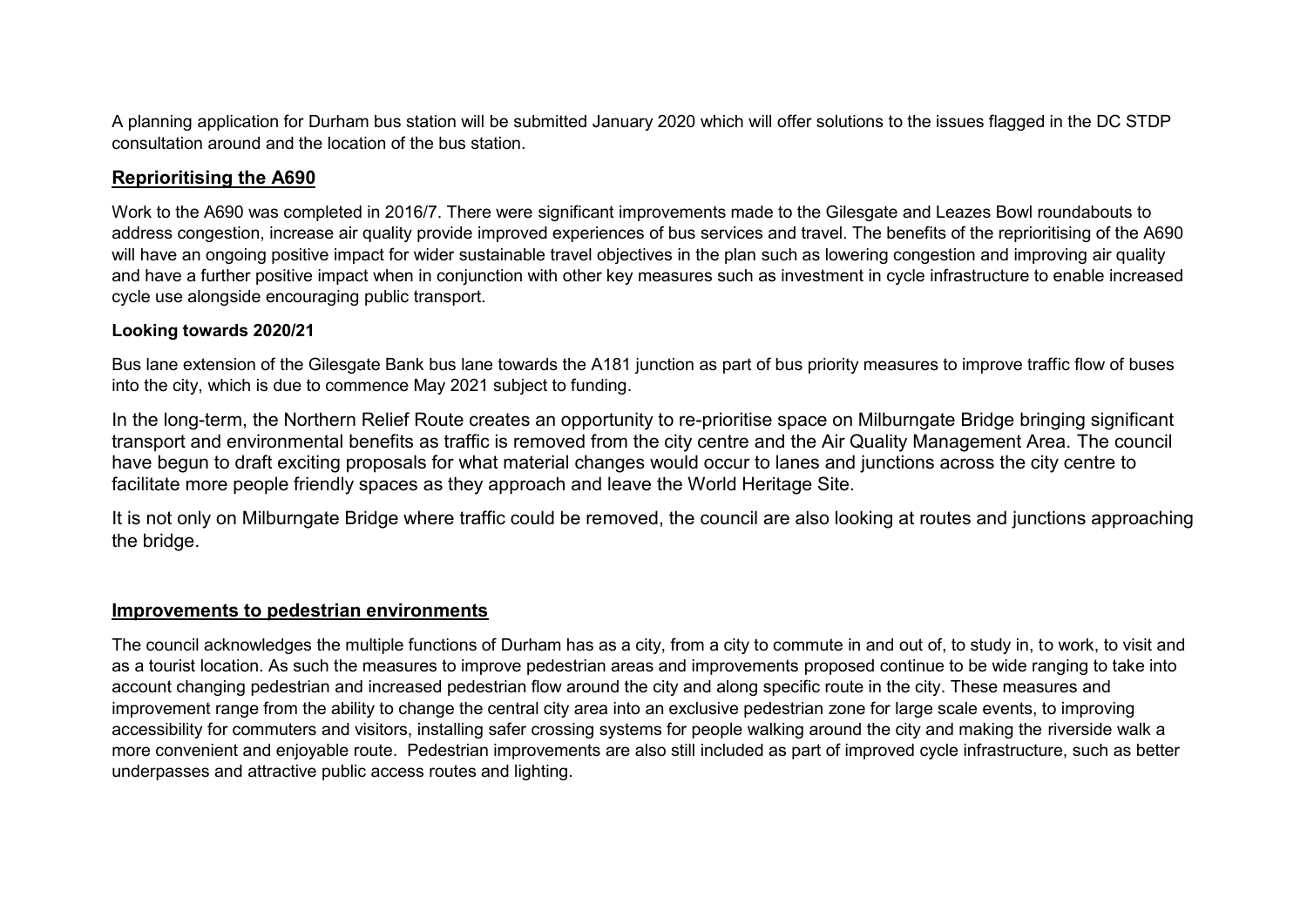A planning application for Durham bus station will be submitted January 2020 which will offer solutions to the issues flagged in the DC STDP consultation around and the location of the bus station.

## Reprioritising the A690

Work to the A690 was completed in 2016/7. There were significant improvements made to the Gilesgate and Leazes Bowl roundabouts to address congestion, increase air quality provide improved experiences of bus services and travel. The benefits of the reprioritising of the A690 will have an ongoing positive impact for wider sustainable travel objectives in the plan such as lowering congestion and improving air quality and have a further positive impact when in conjunction with other key measures such as investment in cycle infrastructure to enable increased cycle use alongside encouraging public transport.

### Looking towards 2020/21

Bus lane extension of the Gilesgate Bank bus lane towards the A181 junction as part of bus priority measures to improve traffic flow of buses into the city, which is due to commence May 2021 subject to funding.

In the long-term, the Northern Relief Route creates an opportunity to re-prioritise space on Milburngate Bridge bringing significant transport and environmental benefits as traffic is removed from the city centre and the Air Quality Management Area. The council have begun to draft exciting proposals for what material changes would occur to lanes and junctions across the city centre to facilitate more people friendly spaces as they approach and leave the World Heritage Site.

It is not only on Milburngate Bridge where traffic could be removed, the council are also looking at routes and junctions approaching the bridge.

## Improvements to pedestrian environments

The council acknowledges the multiple functions of Durham has as a city, from a city to commute in and out of, to study in, to work, to visit and as a tourist location. As such the measures to improve pedestrian areas and improvements proposed continue to be wide ranging to take into account changing pedestrian and increased pedestrian flow around the city and along specific route in the city. These measures and improvement range from the ability to change the central city area into an exclusive pedestrian zone for large scale events, to improving accessibility for commuters and visitors, installing safer crossing systems for people walking around the city and making the riverside walk a more convenient and enjoyable route. Pedestrian improvements are also still included as part of improved cycle infrastructure, such as better underpasses and attractive public access routes and lighting.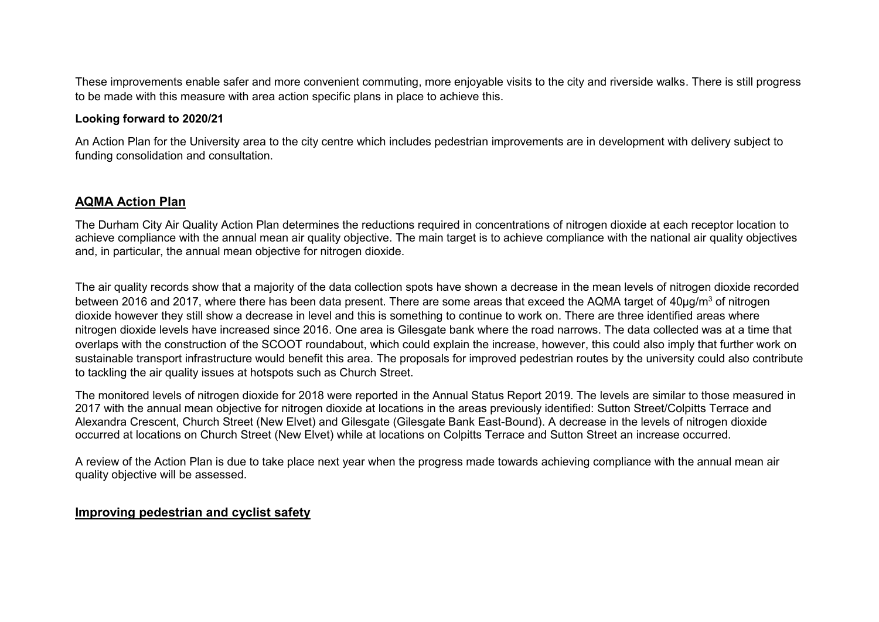These improvements enable safer and more convenient commuting, more enjoyable visits to the city and riverside walks. There is still progress to be made with this measure with area action specific plans in place to achieve this.

**Looking forward to 2020/21**

An Action Plan for the University area to the city centre which includes pedestrian improvements are in development with delivery subject to funding consolidation and consultation.

## AQMA Action Plan

The Durham City Air Quality Action Plan determines the reductions required in concentrations of nitrogen dioxide at each receptor location to achieve compliance with the annual mean air quality objective. The main target is to achieve compliance with the national air quality objectives and, in particular, the annual mean objective for nitrogen dioxide.

The air quality records show that a majority of the data collection spots have shown a decrease in the mean levels of nitrogen dioxide recorded between 2016 and 2017, where there has been data present. There are some areas that exceed the AQMA target of 40µg/m$^3$ of nitrogen dioxide however they still show a decrease in level and this is something to continue to work on. There are three identified areas where nitrogen dioxide levels have increased since 2016. One area is Gilesgate bank where the road narrows. The data collected was at a time that overlaps with the construction of the SCOOT roundabout, which could explain the increase, however, this could also imply that further work on sustainable transport infrastructure would benefit this area. The proposals for improved pedestrian routes by the university could also contribute to tackling the air quality issues at hotspots such as Church Street.

The monitored levels of nitrogen dioxide for 2018 were reported in the Annual Status Report 2019. The levels are similar to those measured in 2017 with the annual mean objective for nitrogen dioxide at locations in the areas previously identified: Sutton Street/Colpitts Terrace and Alexandra Crescent, Church Street (New Elvet) and Gilesgate (Gilesgate Bank East-Bound). A decrease in the levels of nitrogen dioxide occurred at locations on Church Street (New Elvet) while at locations on Colpitts Terrace and Sutton Street an increase occurred.

A review of the Action Plan is due to take place next year when the progress made towards achieving compliance with the annual mean air quality objective will be assessed.

## Improving pedestrian and cyclist safety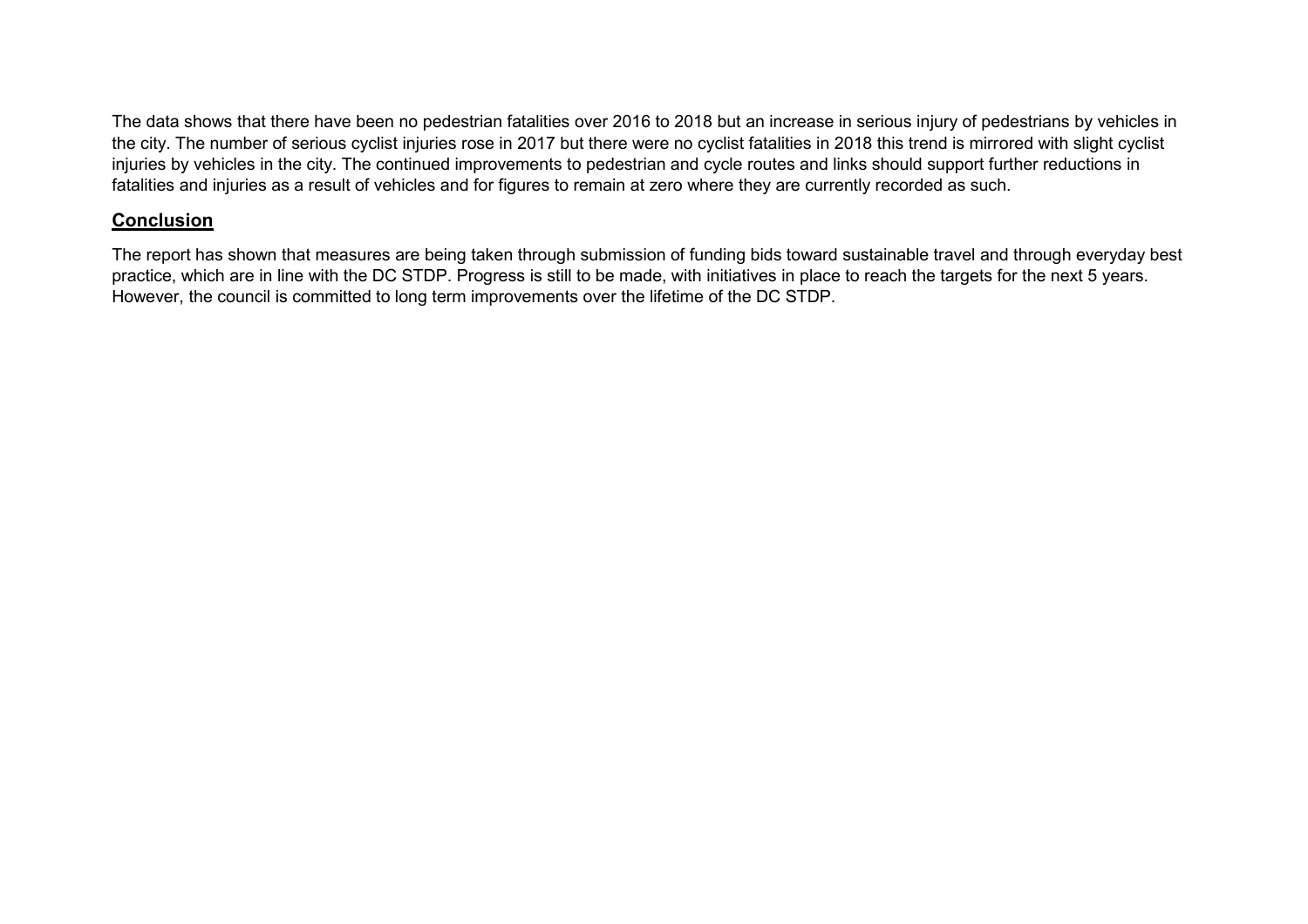The data shows that there have been no pedestrian fatalities over 2016 to 2018 but an increase in serious injury of pedestrians by vehicles in the city. The number of serious cyclist injuries rose in 2017 but there were no cyclist fatalities in 2018 this trend is mirrored with slight cyclist injuries by vehicles in the city. The continued improvements to pedestrian and cycle routes and links should support further reductions in fatalities and injuries as a result of vehicles and for figures to remain at zero where they are currently recorded as such.

## Conclusion

The report has shown that measures are being taken through submission of funding bids toward sustainable travel and through everyday best practice, which are in line with the DC STDP. Progress is still to be made, with initiatives in place to reach the targets for the next 5 years. However, the council is committed to long term improvements over the lifetime of the DC STDP.